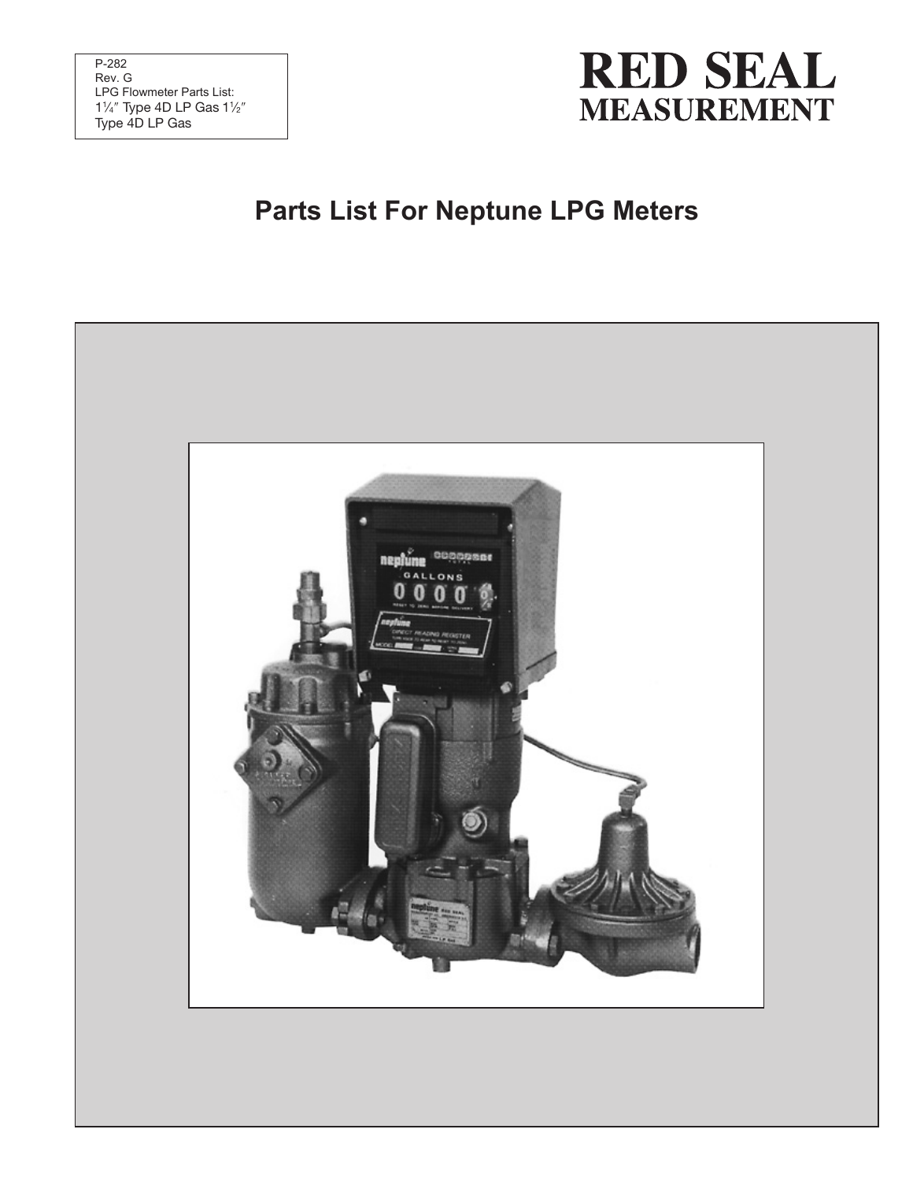P-282
Rev. G
LPG Flowmeter Parts List:
1¼″ Type 4D LP Gas 1½″
Type 4D LP Gas

**RED SEAL MEASUREMENT**

# Parts List For Neptune LPG Meters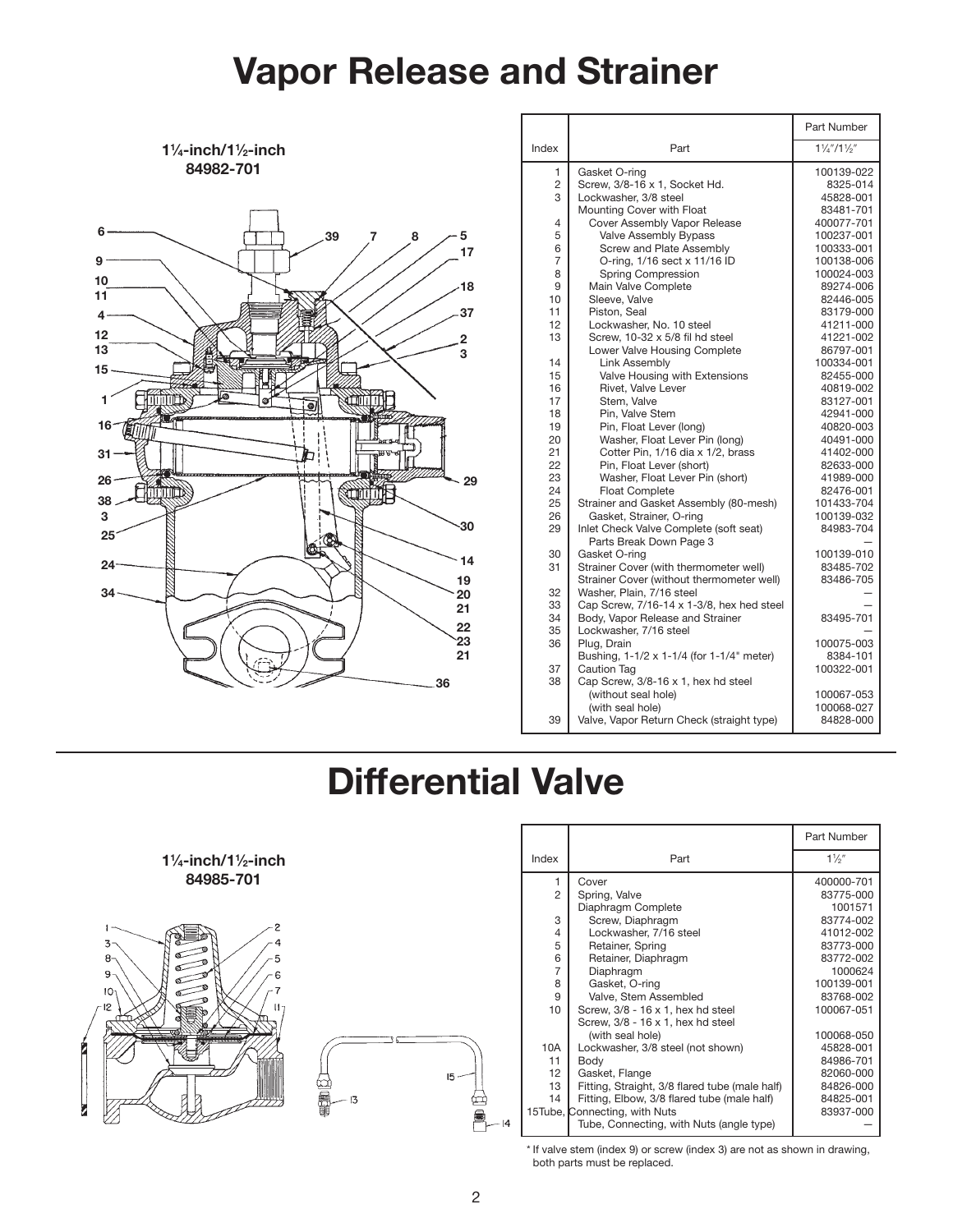# Vapor Release and Strainer

**1¼-inch/1½-inch**
**84982-701**

| Index | Part | Part Number 1¼″/1½″ |
|---|---|---|
| 1 | Gasket O-ring | 100139-022 |
| 2 | Screw, 3/8-16 x 1, Socket Hd. | 8325-014 |
| 3 | Lockwasher, 3/8 steel | 45828-001 |
| | Mounting Cover with Float | 83481-701 |
| 4 | Cover Assembly Vapor Release | 400077-701 |
| 5 | Valve Assembly Bypass | 100237-001 |
| 6 | Screw and Plate Assembly | 100333-001 |
| 7 | O-ring, 1/16 sect x 11/16 ID | 100138-006 |
| 8 | Spring Compression | 100024-003 |
| 9 | Main Valve Complete | 89274-006 |
| 10 | Sleeve, Valve | 82446-005 |
| 11 | Piston, Seal | 83179-000 |
| 12 | Lockwasher, No. 10 steel | 41211-000 |
| 13 | Screw, 10-32 x 5/8 fil hd steel | 41221-002 |
| | Lower Valve Housing Complete | 86797-001 |
| 14 | Link Assembly | 100334-001 |
| 15 | Valve Housing with Extensions | 82455-000 |
| 16 | Rivet, Valve Lever | 40819-002 |
| 17 | Stem, Valve | 83127-001 |
| 18 | Pin, Valve Stem | 42941-000 |
| 19 | Pin, Float Lever (long) | 40820-003 |
| 20 | Washer, Float Lever Pin (long) | 40491-000 |
| 21 | Cotter Pin, 1/16 dia x 1/2, brass | 41402-000 |
| 22 | Pin, Float Lever (short) | 82633-000 |
| 23 | Washer, Float Lever Pin (short) | 41989-000 |
| 24 | Float Complete | 82476-001 |
| 25 | Strainer and Gasket Assembly (80-mesh) | 101433-704 |
| 26 | Gasket, Strainer, O-ring | 100139-032 |
| 29 | Inlet Check Valve Complete (soft seat) | 84983-704 |
| | Parts Break Down Page 3 | — |
| 30 | Gasket O-ring | 100139-010 |
| 31 | Strainer Cover (with thermometer well) | 83485-702 |
| | Strainer Cover (without thermometer well) | 83486-705 |
| 32 | Washer, Plain, 7/16 steel | — |
| 33 | Cap Screw, 7/16-14 x 1-3/8, hex hed steel | — |
| 34 | Body, Vapor Release and Strainer | 83495-701 |
| 35 | Lockwasher, 7/16 steel | — |
| 36 | Plug, Drain | 100075-003 |
| | Bushing, 1-1/2 x 1-1/4 (for 1-1/4" meter) | 8384-101 |
| 37 | Caution Tag | 100322-001 |
| 38 | Cap Screw, 3/8-16 x 1, hex hd steel | |
| | (without seal hole) | 100067-053 |
| | (with seal hole) | 100068-027 |
| 39 | Valve, Vapor Return Check (straight type) | 84828-000 |

# Differential Valve

**1¼-inch/1½-inch**
**84985-701**

| Index | Part | Part Number 1½″ |
|---|---|---|
| 1 | Cover | 400000-701 |
| 2 | Spring, Valve | 83775-000 |
| | Diaphragm Complete | 1001571 |
| 3 | Screw, Diaphragm | 83774-002 |
| 4 | Lockwasher, 7/16 steel | 41012-002 |
| 5 | Retainer, Spring | 83773-000 |
| 6 | Retainer, Diaphragm | 83772-002 |
| 7 | Diaphragm | 1000624 |
| 8 | Gasket, O-ring | 100139-001 |
| 9 | Valve, Stem Assembled | 83768-002 |
| 10 | Screw, 3/8 - 16 x 1, hex hd steel | 100067-051 |
| | Screw, 3/8 - 16 x 1, hex hd steel | |
| | (with seal hole) | 100068-050 |
| 10A | Lockwasher, 3/8 steel (not shown) | 45828-001 |
| 11 | Body | 84986-701 |
| 12 | Gasket, Flange | 82060-000 |
| 13 | Fitting, Straight, 3/8 flared tube (male half) | 84826-000 |
| 14 | Fitting, Elbow, 3/8 flared tube (male half) | 84825-001 |
| 15Tube, | Connecting, with Nuts | 83937-000 |
| | Tube, Connecting, with Nuts (angle type) | — |

\* If valve stem (index 9) or screw (index 3) are not as shown in drawing, both parts must be replaced.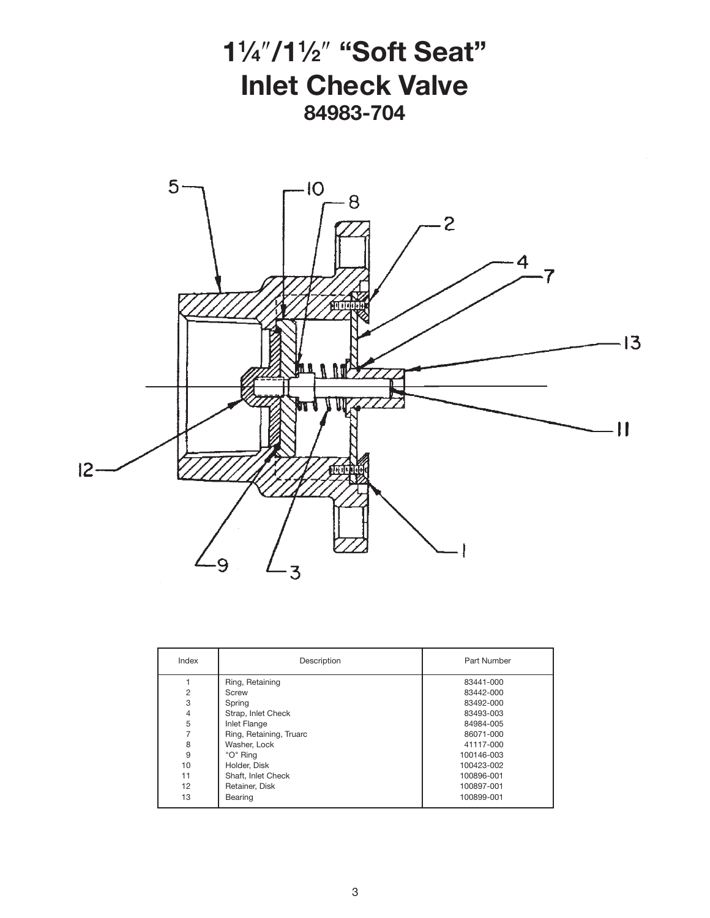# 1¼″/1½″ "Soft Seat" Inlet Check Valve

## 84983-704

| Index | Description | Part Number |
|---|---|---|
| 1 | Ring, Retaining | 83441-000 |
| 2 | Screw | 83442-000 |
| 3 | Spring | 83492-000 |
| 4 | Strap, Inlet Check | 83493-003 |
| 5 | Inlet Flange | 84984-005 |
| 7 | Ring, Retaining, Truarc | 86071-000 |
| 8 | Washer, Lock | 41117-000 |
| 9 | "O" Ring | 100146-003 |
| 10 | Holder, Disk | 100423-002 |
| 11 | Shaft, Inlet Check | 100896-001 |
| 12 | Retainer, Disk | 100897-001 |
| 13 | Bearing | 100899-001 |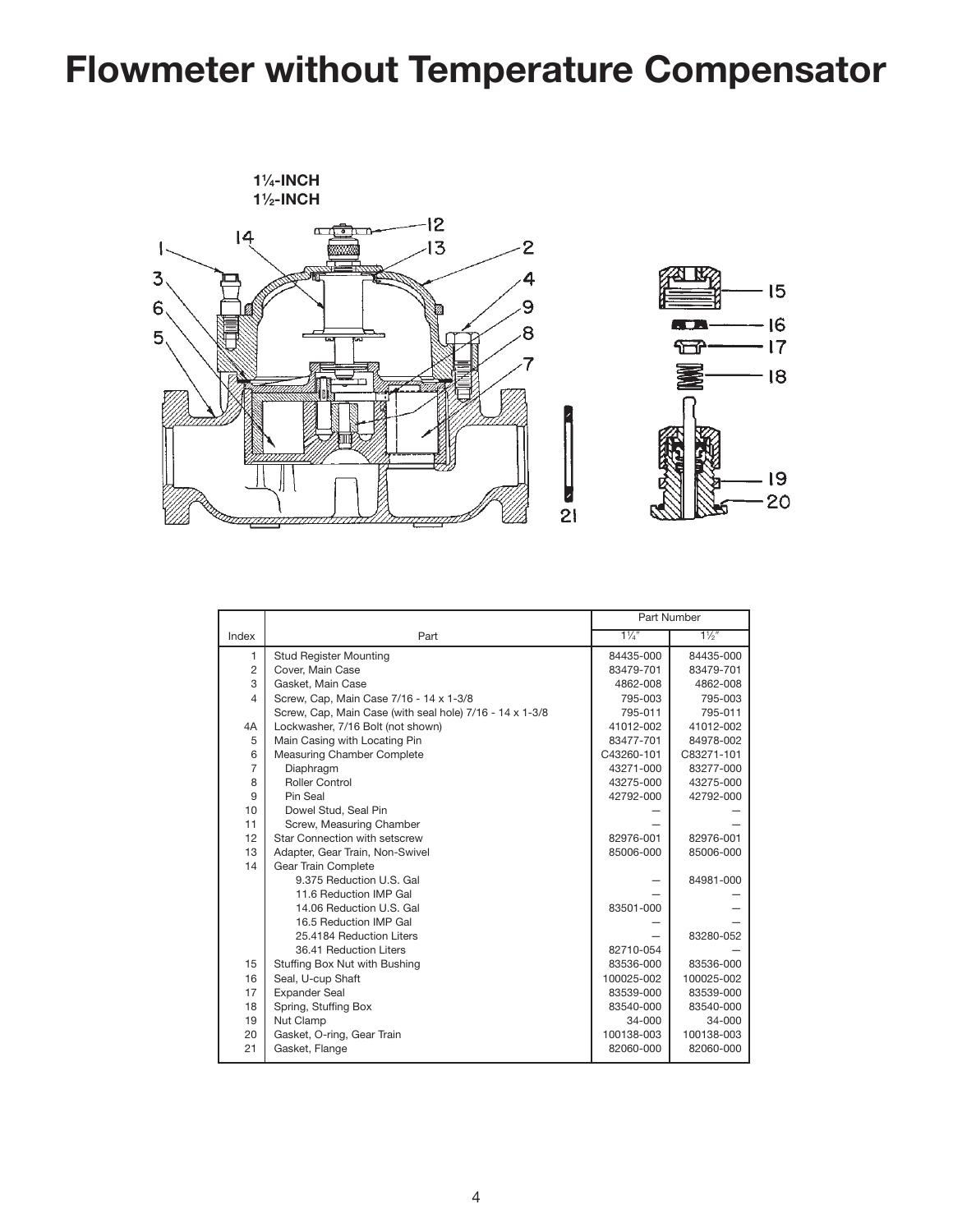# Flowmeter without Temperature Compensator

1¼-INCH
1½-INCH

| Index | Part | Part Number | |
|---|---|---|---|
| | | 1¼″ | 1½″ |
| 1 | Stud Register Mounting | 84435-000 | 84435-000 |
| 2 | Cover, Main Case | 83479-701 | 83479-701 |
| 3 | Gasket, Main Case | 4862-008 | 4862-008 |
| 4 | Screw, Cap, Main Case 7/16 - 14 x 1-3/8 | 795-003 | 795-003 |
| | Screw, Cap, Main Case (with seal hole) 7/16 - 14 x 1-3/8 | 795-011 | 795-011 |
| 4A | Lockwasher, 7/16 Bolt (not shown) | 41012-002 | 41012-002 |
| 5 | Main Casing with Locating Pin | 83477-701 | 84978-002 |
| 6 | Measuring Chamber Complete | C43260-101 | C83271-101 |
| 7 | Diaphragm | 43271-000 | 83277-000 |
| 8 | Roller Control | 43275-000 | 43275-000 |
| 9 | Pin Seal | 42792-000 | 42792-000 |
| 10 | Dowel Stud, Seal Pin | — | — |
| 11 | Screw, Measuring Chamber | — | — |
| 12 | Star Connection with setscrew | 82976-001 | 82976-001 |
| 13 | Adapter, Gear Train, Non-Swivel | 85006-000 | 85006-000 |
| 14 | Gear Train Complete | | |
| | 9.375 Reduction U.S. Gal | — | 84981-000 |
| | 11.6 Reduction IMP Gal | — | — |
| | 14.06 Reduction U.S. Gal | 83501-000 | — |
| | 16.5 Reduction IMP Gal | — | — |
| | 25.4184 Reduction Liters | — | 83280-052 |
| | 36.41 Reduction Liters | 82710-054 | — |
| 15 | Stuffing Box Nut with Bushing | 83536-000 | 83536-000 |
| 16 | Seal, U-cup Shaft | 100025-002 | 100025-002 |
| 17 | Expander Seal | 83539-000 | 83539-000 |
| 18 | Spring, Stuffing Box | 83540-000 | 83540-000 |
| 19 | Nut Clamp | 34-000 | 34-000 |
| 20 | Gasket, O-ring, Gear Train | 100138-003 | 100138-003 |
| 21 | Gasket, Flange | 82060-000 | 82060-000 |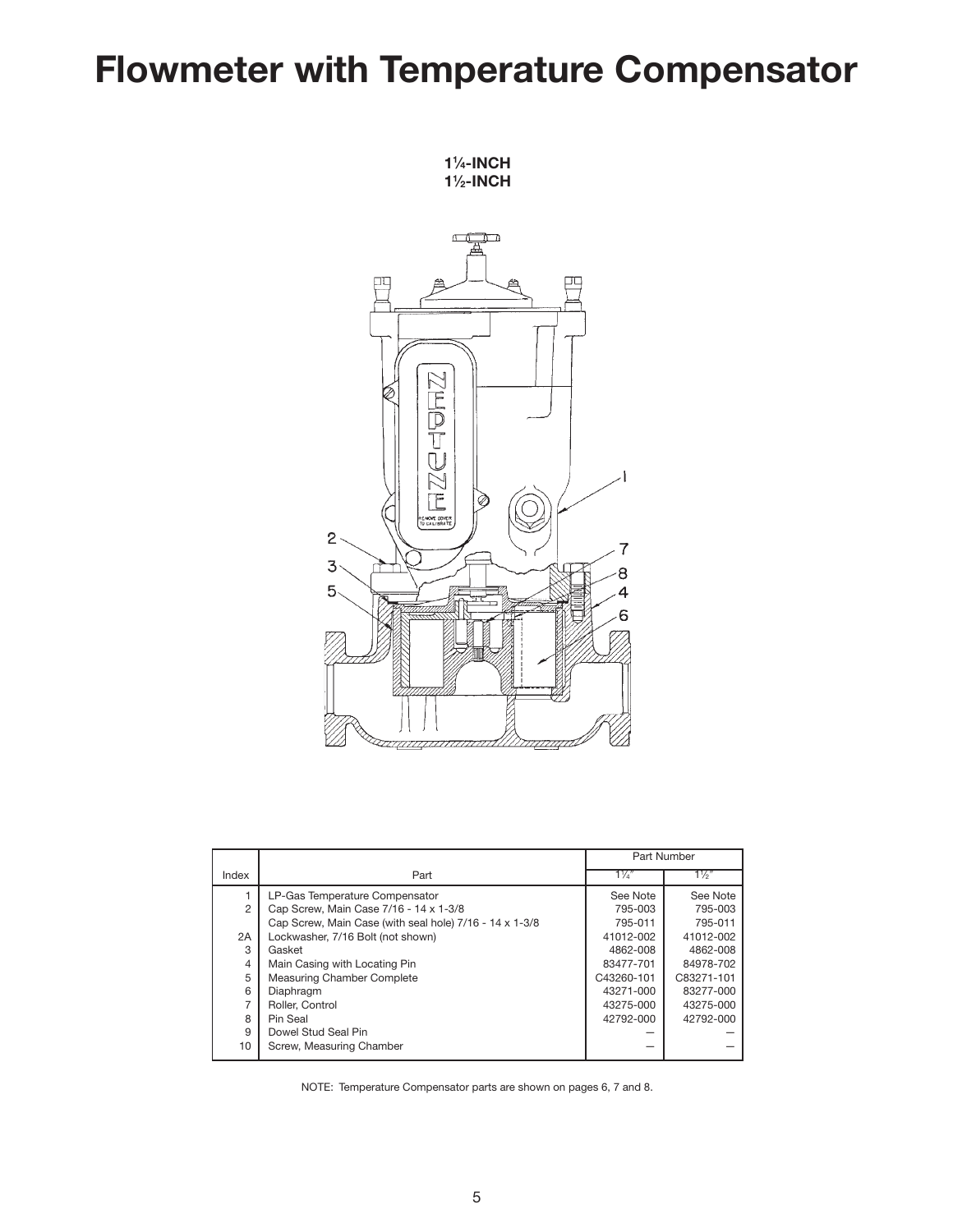# Flowmeter with Temperature Compensator

**1¼-INCH**
**1½-INCH**

| Index | Part | Part Number 1¼" | Part Number 1½" |
|---|---|---|---|
| 1 | LP-Gas Temperature Compensator | See Note | See Note |
| 2 | Cap Screw, Main Case 7/16 - 14 x 1-3/8 | 795-003 | 795-003 |
| | Cap Screw, Main Case (with seal hole) 7/16 - 14 x 1-3/8 | 795-011 | 795-011 |
| 2A | Lockwasher, 7/16 Bolt (not shown) | 41012-002 | 41012-002 |
| 3 | Gasket | 4862-008 | 4862-008 |
| 4 | Main Casing with Locating Pin | 83477-701 | 84978-702 |
| 5 | Measuring Chamber Complete | C43260-101 | C83271-101 |
| 6 | Diaphragm | 43271-000 | 83277-000 |
| 7 | Roller, Control | 43275-000 | 43275-000 |
| 8 | Pin Seal | 42792-000 | 42792-000 |
| 9 | Dowel Stud Seal Pin | — | — |
| 10 | Screw, Measuring Chamber | — | — |

NOTE: Temperature Compensator parts are shown on pages 6, 7 and 8.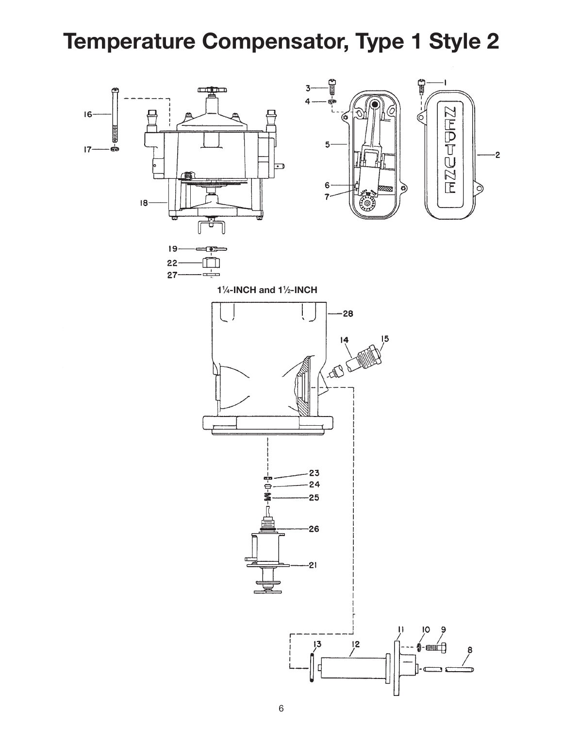# Temperature Compensator, Type 1 Style 2

1¼-INCH and 1½-INCH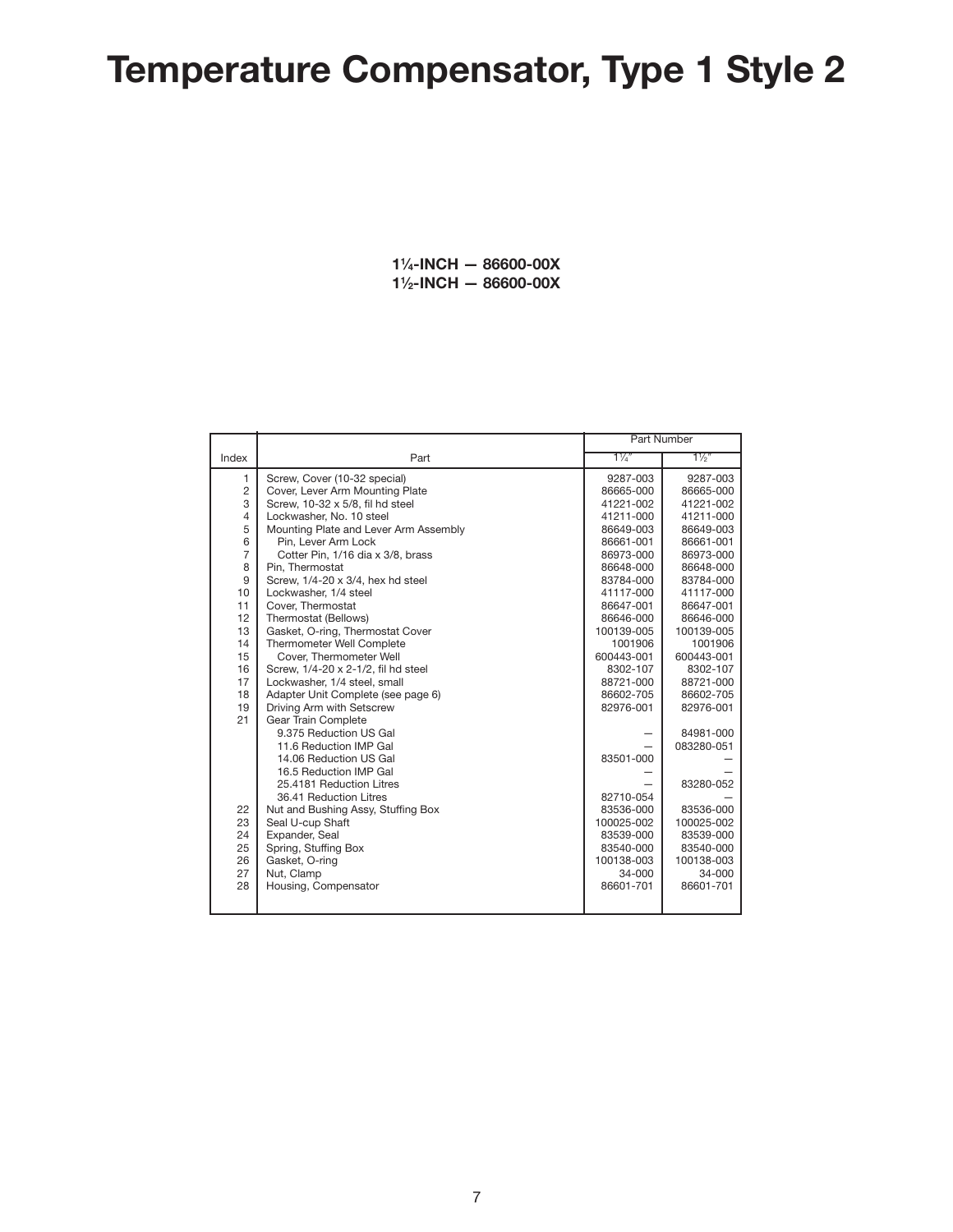# Temperature Compensator, Type 1 Style 2

**1¼-INCH — 86600-00X**
**1½-INCH — 86600-00X**

| Index | Part | Part Number | |
|---|---|---|---|
| | | 1¼" | 1½" |
| 1 | Screw, Cover (10-32 special) | 9287-003 | 9287-003 |
| 2 | Cover, Lever Arm Mounting Plate | 86665-000 | 86665-000 |
| 3 | Screw, 10-32 x 5/8, fil hd steel | 41221-002 | 41221-002 |
| 4 | Lockwasher, No. 10 steel | 41211-000 | 41211-000 |
| 5 | Mounting Plate and Lever Arm Assembly | 86649-003 | 86649-003 |
| 6 | Pin, Lever Arm Lock | 86661-001 | 86661-001 |
| 7 | Cotter Pin, 1/16 dia x 3/8, brass | 86973-000 | 86973-000 |
| 8 | Pin, Thermostat | 86648-000 | 86648-000 |
| 9 | Screw, 1/4-20 x 3/4, hex hd steel | 83784-000 | 83784-000 |
| 10 | Lockwasher, 1/4 steel | 41117-000 | 41117-000 |
| 11 | Cover, Thermostat | 86647-001 | 86647-001 |
| 12 | Thermostat (Bellows) | 86646-000 | 86646-000 |
| 13 | Gasket, O-ring, Thermostat Cover | 100139-005 | 100139-005 |
| 14 | Thermometer Well Complete | 1001906 | 1001906 |
| 15 | Cover, Thermometer Well | 600443-001 | 600443-001 |
| 16 | Screw, 1/4-20 x 2-1/2, fil hd steel | 8302-107 | 8302-107 |
| 17 | Lockwasher, 1/4 steel, small | 88721-000 | 88721-000 |
| 18 | Adapter Unit Complete (see page 6) | 86602-705 | 86602-705 |
| 19 | Driving Arm with Setscrew | 82976-001 | 82976-001 |
| 21 | Gear Train Complete | | |
| | 9.375 Reduction US Gal | — | 84981-000 |
| | 11.6 Reduction IMP Gal | — | 083280-051 |
| | 14.06 Reduction US Gal | 83501-000 | — |
| | 16.5 Reduction IMP Gal | — | — |
| | 25.4181 Reduction Litres | — | 83280-052 |
| | 36.41 Reduction Litres | 82710-054 | — |
| 22 | Nut and Bushing Assy, Stuffing Box | 83536-000 | 83536-000 |
| 23 | Seal U-cup Shaft | 100025-002 | 100025-002 |
| 24 | Expander, Seal | 83539-000 | 83539-000 |
| 25 | Spring, Stuffing Box | 83540-000 | 83540-000 |
| 26 | Gasket, O-ring | 100138-003 | 100138-003 |
| 27 | Nut, Clamp | 34-000 | 34-000 |
| 28 | Housing, Compensator | 86601-701 | 86601-701 |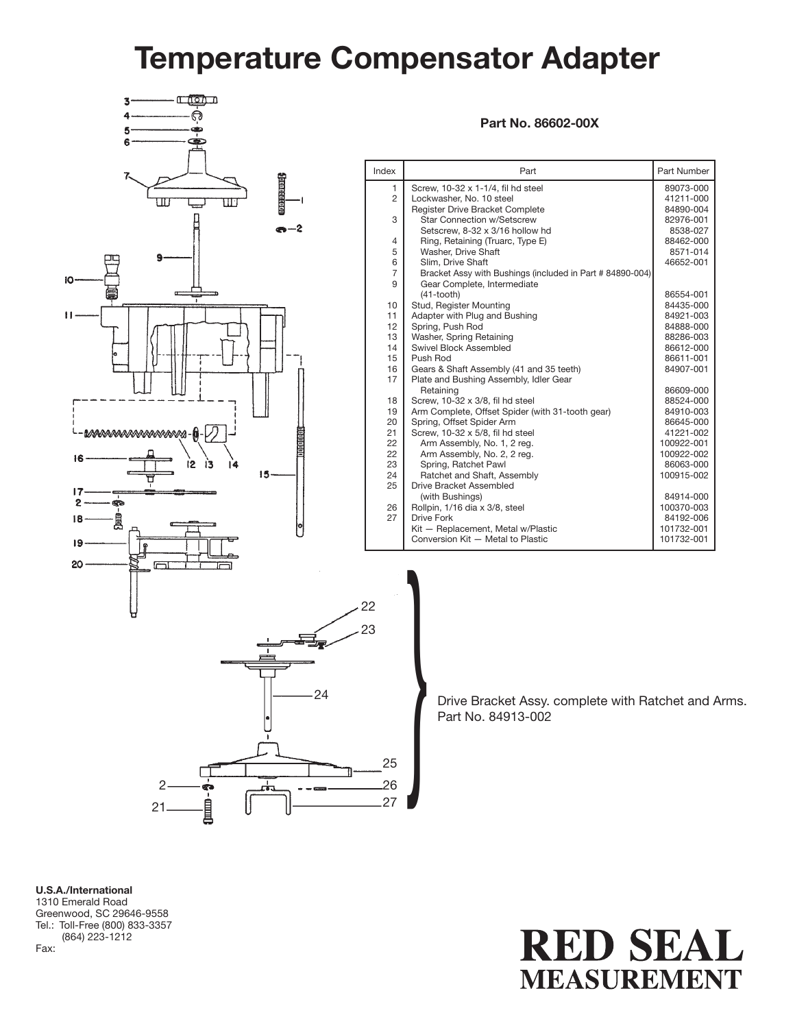# Temperature Compensator Adapter

**Part No. 86602-00X**

| Index | Part | Part Number |
|---|---|---|
| 1 | Screw, 10-32 x 1-1/4, fil hd steel | 89073-000 |
| 2 | Lockwasher, No. 10 steel | 41211-000 |
| | Register Drive Bracket Complete | 84890-004 |
| 3 | Star Connection w/Setscrew | 82976-001 |
| | Setscrew, 8-32 x 3/16 hollow hd | 8538-027 |
| 4 | Ring, Retaining (Truarc, Type E) | 88462-000 |
| 5 | Washer, Drive Shaft | 8571-014 |
| 6 | Slim, Drive Shaft | 46652-001 |
| 7 | Bracket Assy with Bushings (included in Part # 84890-004) | |
| 9 | Gear Complete, Intermediate (41-tooth) | 86554-001 |
| 10 | Stud, Register Mounting | 84435-000 |
| 11 | Adapter with Plug and Bushing | 84921-003 |
| 12 | Spring, Push Rod | 84888-000 |
| 13 | Washer, Spring Retaining | 88286-003 |
| 14 | Swivel Block Assembled | 86612-000 |
| 15 | Push Rod | 86611-001 |
| 16 | Gears & Shaft Assembly (41 and 35 teeth) | 84907-001 |
| 17 | Plate and Bushing Assembly, Idler Gear Retaining | 86609-000 |
| 18 | Screw, 10-32 x 3/8, fil hd steel | 88524-000 |
| 19 | Arm Complete, Offset Spider (with 31-tooth gear) | 84910-003 |
| 20 | Spring, Offset Spider Arm | 86645-000 |
| 21 | Screw, 10-32 x 5/8, fil hd steel | 41221-002 |
| 22 | Arm Assembly, No. 1, 2 reg. | 100922-001 |
| 22 | Arm Assembly, No. 2, 2 reg. | 100922-002 |
| 23 | Spring, Ratchet Pawl | 86063-000 |
| 24 | Ratchet and Shaft, Assembly | 100915-002 |
| 25 | Drive Bracket Assembled (with Bushings) | 84914-000 |
| 26 | Rollpin, 1/16 dia x 3/8, steel | 100370-003 |
| 27 | Drive Fork | 84192-006 |
| | Kit — Replacement, Metal w/Plastic | 101732-001 |
| | Conversion Kit — Metal to Plastic | 101732-001 |

3
4
5
6
7
1
2
9
10
11
12
13
14
15
16
17
2
18
19
20
22
23
24
25
2
26
21
27

Drive Bracket Assy. complete with Ratchet and Arms.
Part No. 84913-002

**U.S.A./International**
1310 Emerald Road
Greenwood, SC 29646-9558
Tel.: Toll-Free (800) 833-3357
(864) 223-1212
Fax:

**RED SEAL MEASUREMENT**